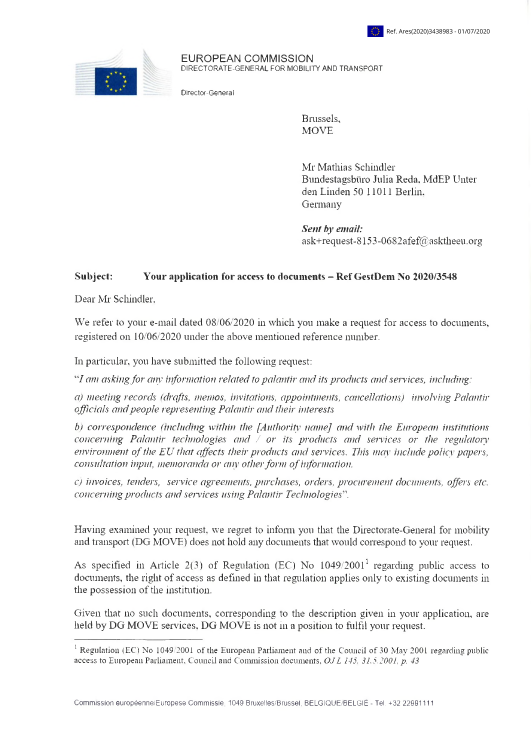Ref. Ares(2020)3438983 - 01/07/2020

EUROPEAN COMMISSION
DIRECTORATE-GENERAL FOR MOBILITY AND TRANSPORT

Director-General

Brussels,
MOVE

Mr Mathias Schindler
Bundestagsbüro Julia Reda, MdEP Unter den Linden 50 11011 Berlin,
Germany

***Sent by email:***
ask+request-8153-0682afef@asktheeu.org

**Subject: Your application for access to documents – Ref GestDem No 2020/3548**

Dear Mr Schindler,

We refer to your e-mail dated 08/06/2020 in which you make a request for access to documents, registered on 10/06/2020 under the above mentioned reference number.

In particular, you have submitted the following request:

"*I am asking for any information related to palantir and its products and services, including:*

*a) meeting records (drafts, memos, invitations, appointments, cancellations) involving Palantir officials and people representing Palantir and their interests*

*b) correspondence (including within the [Authority name] and with the European institutions concerning Palantir technologies and / or its products and services or the regulatory environment of the EU that affects their products and services. This may include policy papers, consultation input, memoranda or any other form of information.*

*c) invoices, tenders, service agreements, purchases, orders, procurement documents, offers etc. concerning products and services using Palantir Technologies*".

Having examined your request, we regret to inform you that the Directorate-General for mobility and transport (DG MOVE) does not hold any documents that would correspond to your request.

As specified in Article 2(3) of Regulation (EC) No 1049/2001[1] regarding public access to documents, the right of access as defined in that regulation applies only to existing documents in the possession of the institution.

Given that no such documents, corresponding to the description given in your application, are held by DG MOVE services, DG MOVE is not in a position to fulfil your request.

---

[1] Regulation (EC) No 1049/2001 of the European Parliament and of the Council of 30 May 2001 regarding public access to European Parliament, Council and Commission documents, *OJ L 145, 31.5.2001, p. 43*

Commission européenne/Europese Commissie, 1049 Bruxelles/Brussel, BELGIQUE/BELGIË - Tel. +32 22991111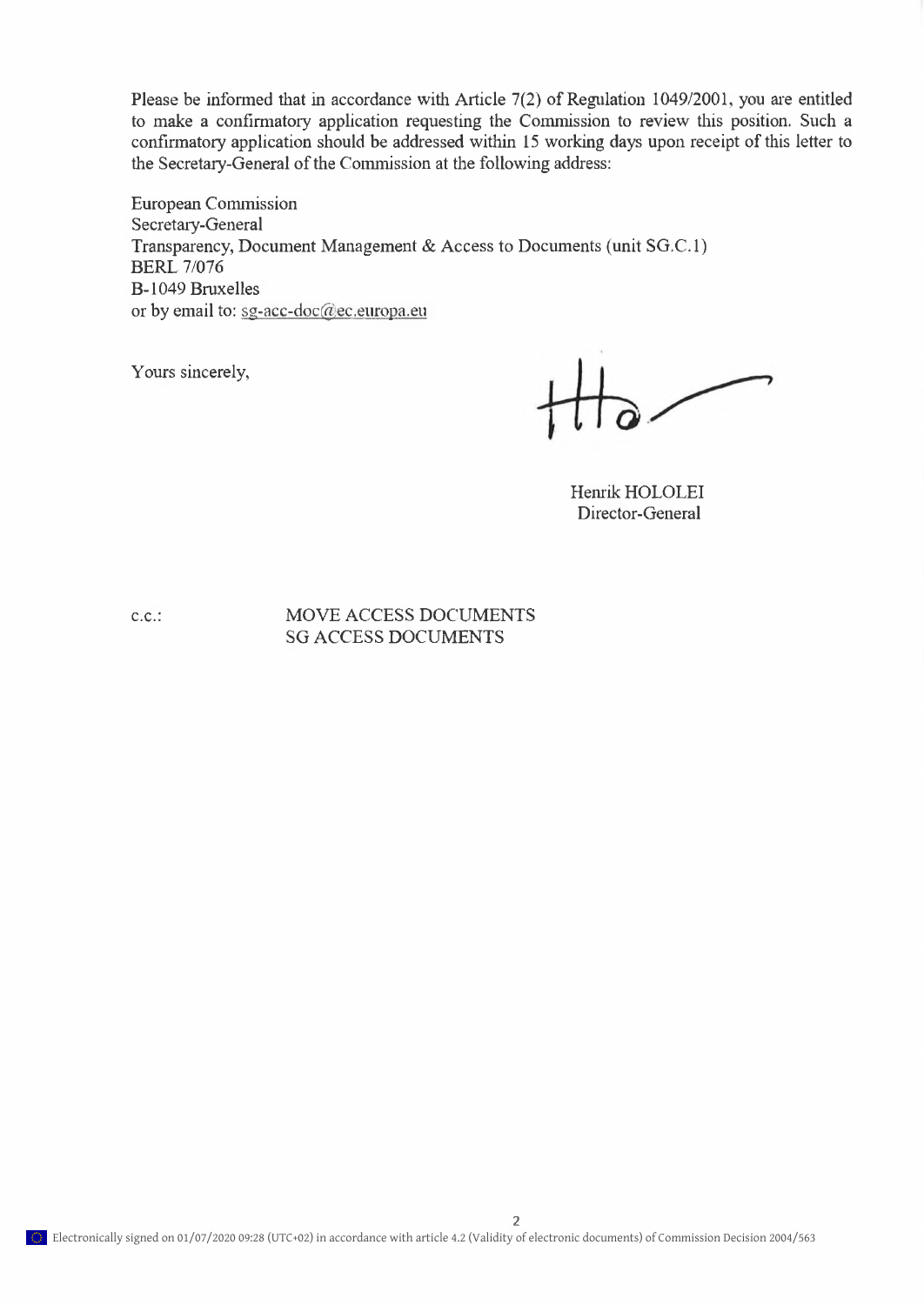Please be informed that in accordance with Article 7(2) of Regulation 1049/2001, you are entitled to make a confirmatory application requesting the Commission to review this position. Such a confirmatory application should be addressed within 15 working days upon receipt of this letter to the Secretary-General of the Commission at the following address:

European Commission
Secretary-General
Transparency, Document Management & Access to Documents (unit SG.C.1)
BERL 7/076
B-1049 Bruxelles
or by email to: sg-acc-doc@ec.europa.eu

Yours sincerely,

Henrik HOLOLEI
Director-General

c.c.: MOVE ACCESS DOCUMENTS
SG ACCESS DOCUMENTS

Electronically signed on 01/07/2020 09:28 (UTC+02) in accordance with article 4.2 (Validity of electronic documents) of Commission Decision 2004/563